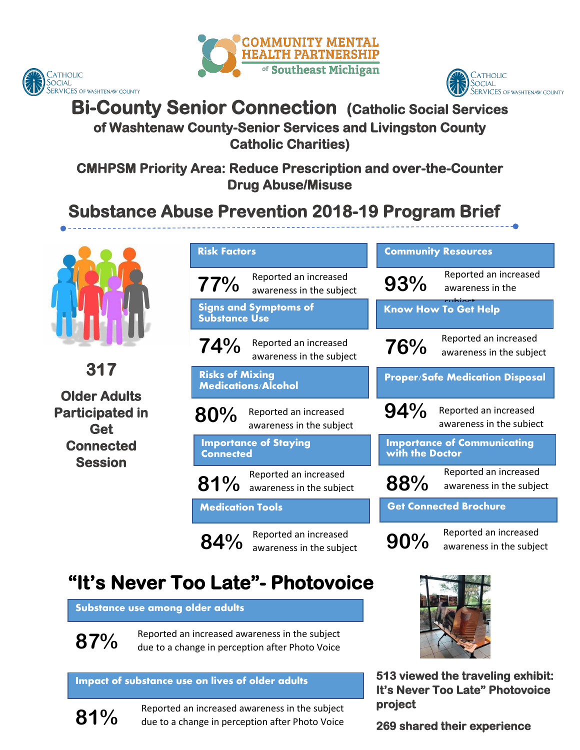Catholic Social Services of Washtenaw County

Community Mental Health Partnership of Southeast Michigan

Catholic Social Services of Washtenaw County

# Bi-County Senior Connection (Catholic Social Services of Washtenaw County-Senior Services and Livingston County Catholic Charities)

### CMHPSM Priority Area: Reduce Prescription and over-the-Counter Drug Abuse/Misuse

## Substance Abuse Prevention 2018-19 Program Brief

**317**

**Older Adults Participated in Get Connected Session**

**Risk Factors**

77% Reported an increased awareness in the subject

**Signs and Symptoms of Substance Use**

74% Reported an increased awareness in the subject

**Risks of Mixing Medications/Alcohol**

80% Reported an increased awareness in the subject

**Importance of Staying Connected**

81% Reported an increased awareness in the subject

**Medication Tools**

84% Reported an increased awareness in the subject

**Community Resources**

93% Reported an increased awareness in the subject

**Know How To Get Help**

76% Reported an increased awareness in the subject

**Proper/Safe Medication Disposal**

94% Reported an increased awareness in the subject

**Importance of Communicating with the Doctor**

88% Reported an increased awareness in the subject

**Get Connected Brochure**

90% Reported an increased awareness in the subject

## "It's Never Too Late"- Photovoice

**Substance use among older adults**

87% Reported an increased awareness in the subject due to a change in perception after Photo Voice

**Impact of substance use on lives of older adults**

81% Reported an increased awareness in the subject due to a change in perception after Photo Voice

**513 viewed the traveling exhibit: It's Never Too Late" Photovoice project**

**269 shared their experience**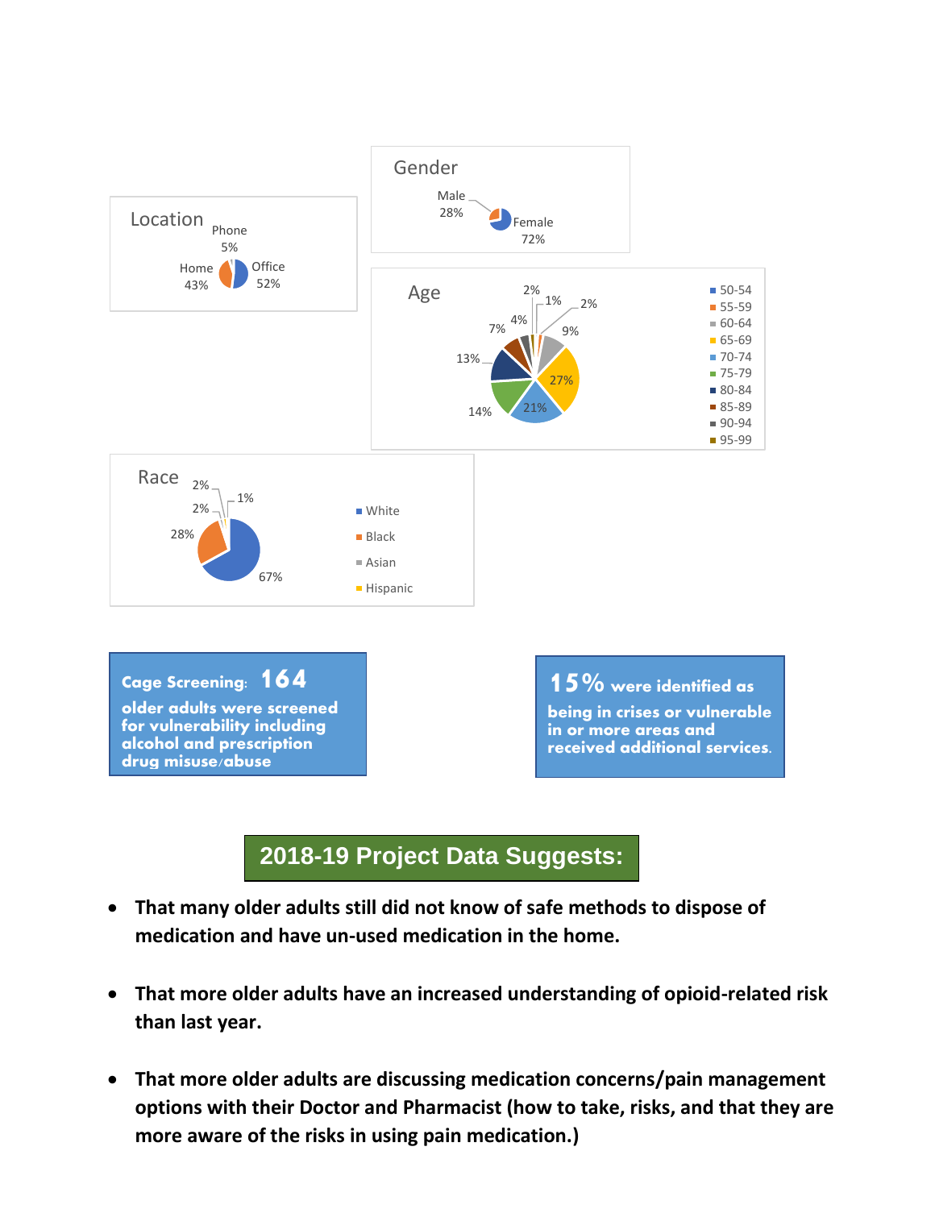**Location**

Phone 5%, Home 43%, Office 52%

**Gender**

Male 28%, Female 72%

**Age**

| Age | % |
|---|---|
| 50-54 | 2% |
| 55-59 | 1% |
| 60-64 | 9% |
| 65-69 | 27% |
| 70-74 | 21% |
| 75-79 | 14% |
| 80-84 | 13% |
| 85-89 | 7% |
| 90-94 | 4% |
| 95-99 | 2% |

**Race**

| Race | % |
|---|---|
| White | 67% |
| Black | 28% |
| Asian | 2% |
| Hispanic | 2% |
| | 1% |

**Cage Screening: 164** older adults were screened for vulnerability including alcohol and prescription drug misuse/abuse

**15%** were identified as being in crises or vulnerable in or more areas and received additional services.

## 2018-19 Project Data Suggests:

- **That many older adults still did not know of safe methods to dispose of medication and have un-used medication in the home.**
- **That more older adults have an increased understanding of opioid-related risk than last year.**
- **That more older adults are discussing medication concerns/pain management options with their Doctor and Pharmacist (how to take, risks, and that they are more aware of the risks in using pain medication.)**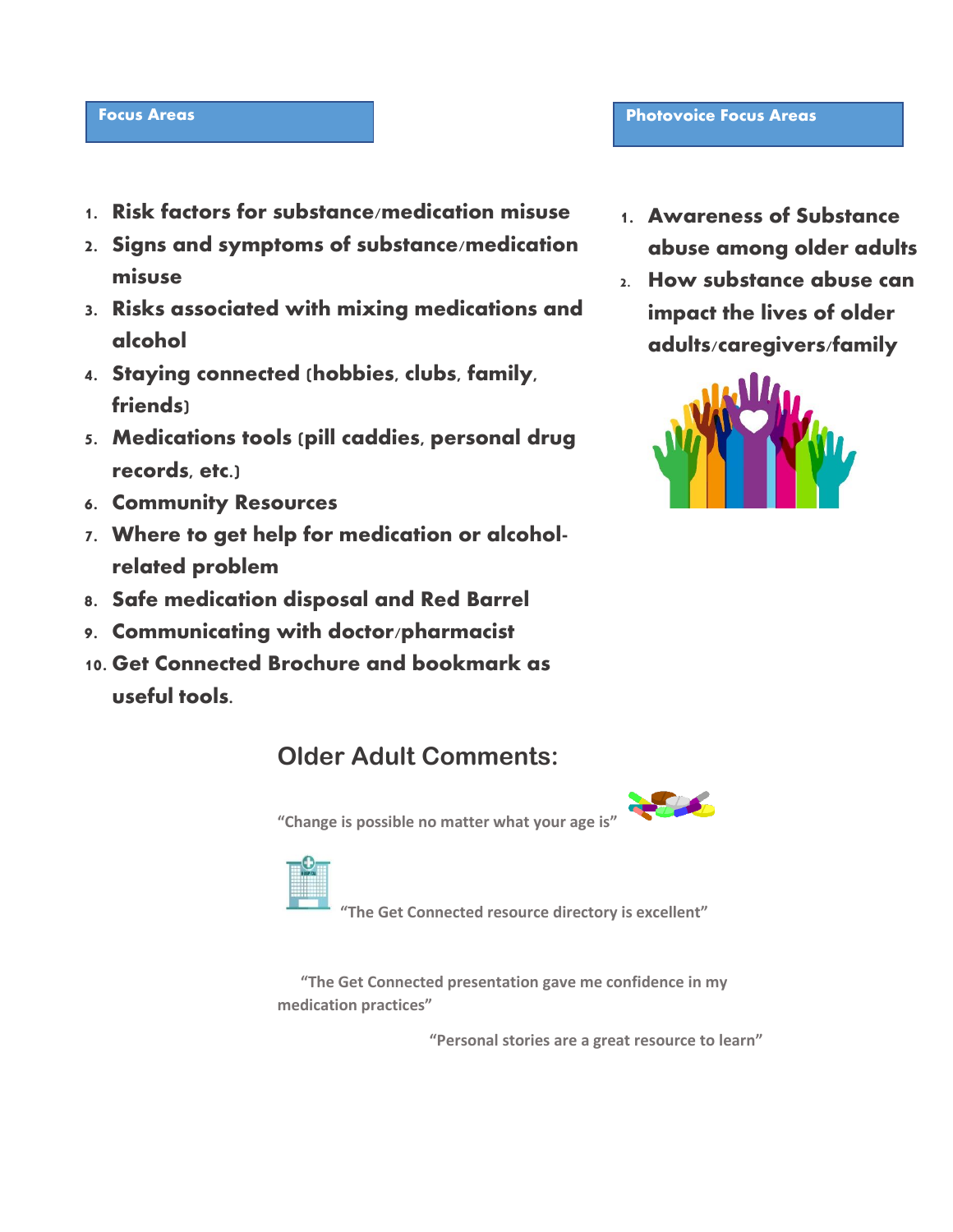## Focus Areas

1. **Risk factors for substance/medication misuse**
2. **Signs and symptoms of substance/medication misuse**
3. **Risks associated with mixing medications and alcohol**
4. **Staying connected (hobbies, clubs, family, friends)**
5. **Medications tools (pill caddies, personal drug records, etc.)**
6. **Community Resources**
7. **Where to get help for medication or alcohol-related problem**
8. **Safe medication disposal and Red Barrel**
9. **Communicating with doctor/pharmacist**
10. **Get Connected Brochure and bookmark as useful tools.**

## Photovoice Focus Areas

1. **Awareness of Substance abuse among older adults**
2. **How substance abuse can impact the lives of older adults/caregivers/family**

## Older Adult Comments:

"Change is possible no matter what your age is"

"The Get Connected resource directory is excellent"

"The Get Connected presentation gave me confidence in my medication practices"

"Personal stories are a great resource to learn"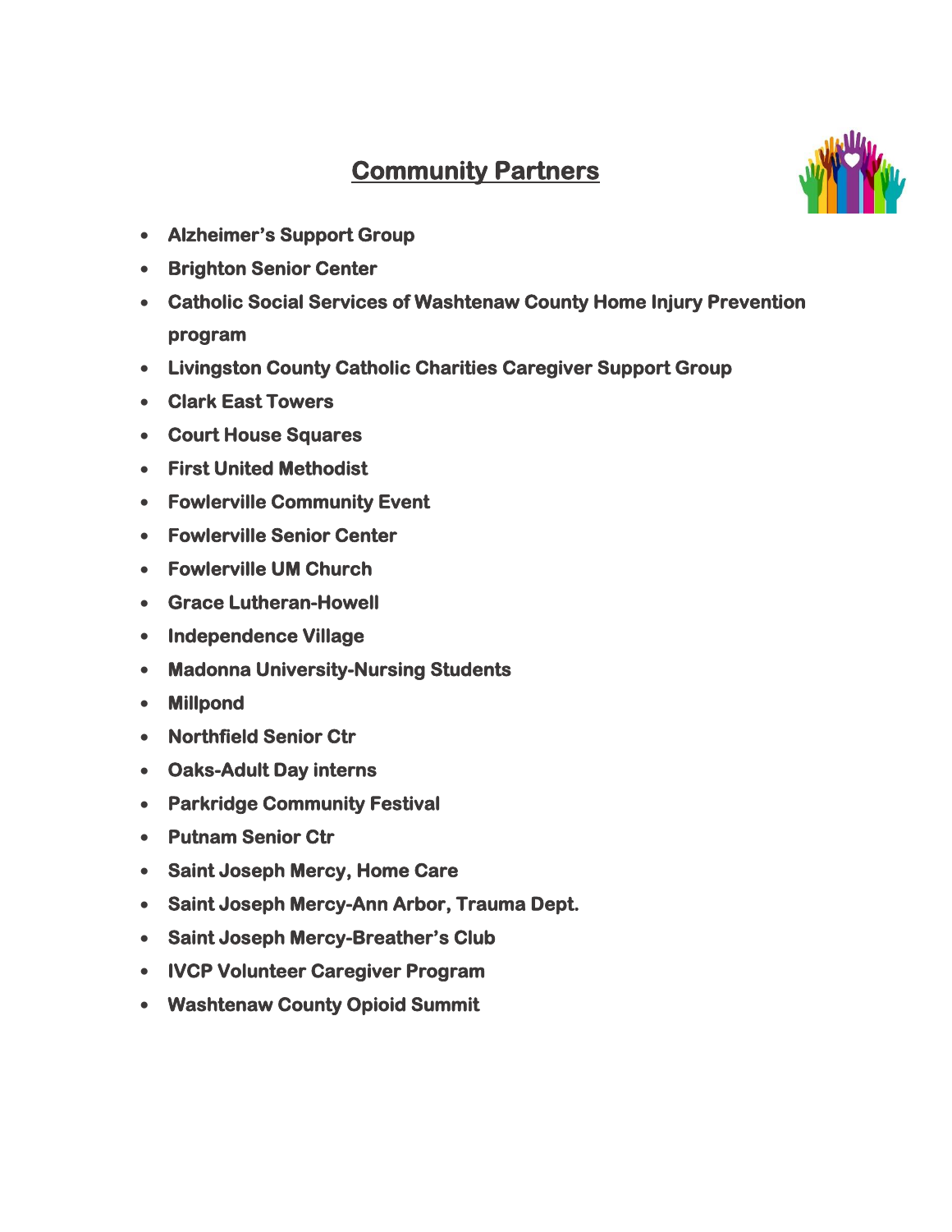## Community Partners

- **Alzheimer's Support Group**
- **Brighton Senior Center**
- **Catholic Social Services of Washtenaw County Home Injury Prevention program**
- **Livingston County Catholic Charities Caregiver Support Group**
- **Clark East Towers**
- **Court House Squares**
- **First United Methodist**
- **Fowlerville Community Event**
- **Fowlerville Senior Center**
- **Fowlerville UM Church**
- **Grace Lutheran-Howell**
- **Independence Village**
- **Madonna University-Nursing Students**
- **Millpond**
- **Northfield Senior Ctr**
- **Oaks-Adult Day interns**
- **Parkridge Community Festival**
- **Putnam Senior Ctr**
- **Saint Joseph Mercy, Home Care**
- **Saint Joseph Mercy-Ann Arbor, Trauma Dept.**
- **Saint Joseph Mercy-Breather's Club**
- **IVCP Volunteer Caregiver Program**
- **Washtenaw County Opioid Summit**